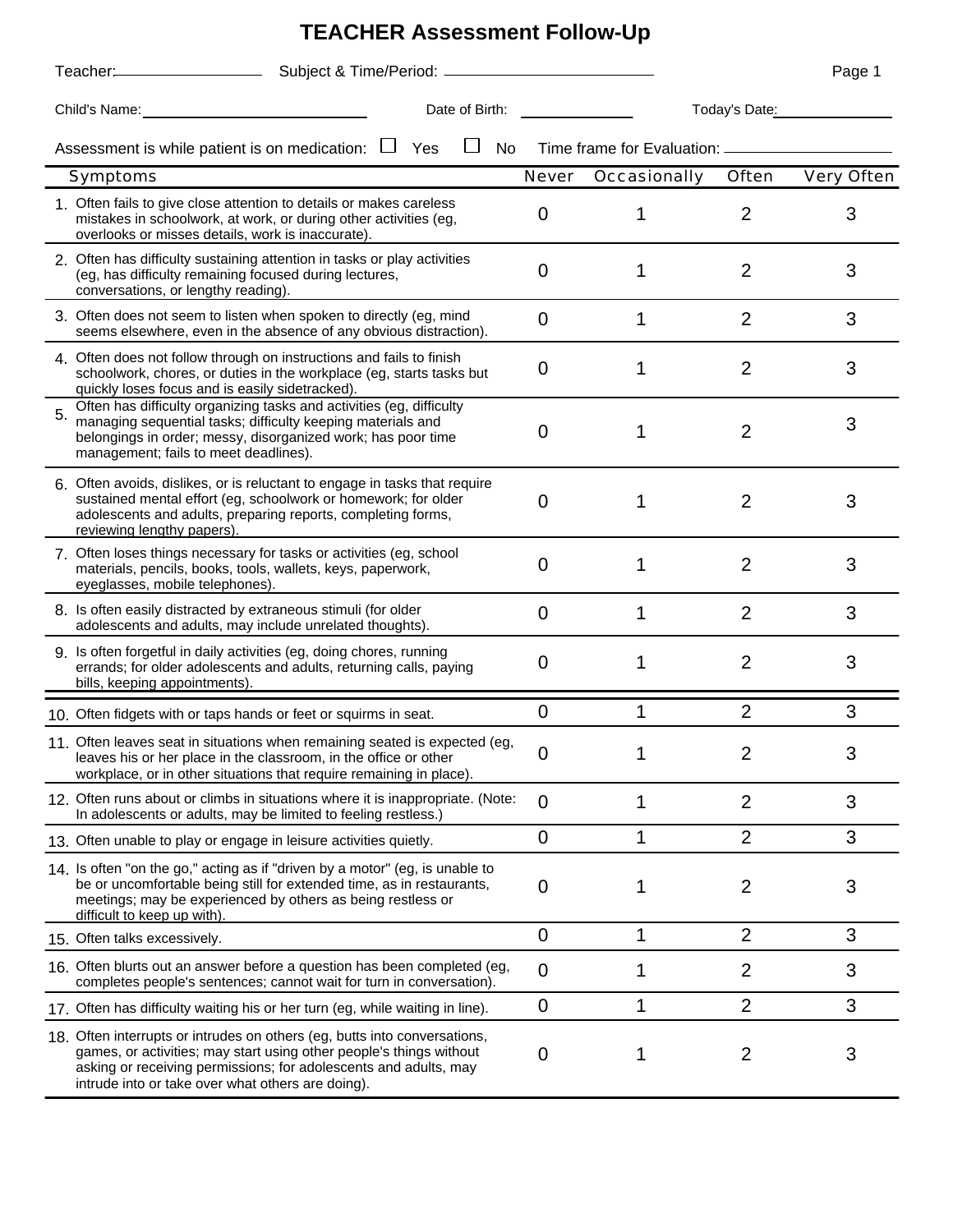# TEACHER Assessment Follow-Up

Teacher:____________ Subject & Time/Period: ____________

Child's Name:____________ Date of Birth: ____________ Today's Date:____________

Assessment is while patient is on medication: ☐ Yes ☐ No Time frame for Evaluation: ____________

| Symptoms | Never | Occasionally | Often | Very Often |
|---|---|---|---|---|
| 1. Often fails to give close attention to details or makes careless mistakes in schoolwork, at work, or during other activities (eg, overlooks or misses details, work is inaccurate). | 0 | 1 | 2 | 3 |
| 2. Often has difficulty sustaining attention in tasks or play activities (eg, has difficulty remaining focused during lectures, conversations, or lengthy reading). | 0 | 1 | 2 | 3 |
| 3. Often does not seem to listen when spoken to directly (eg, mind seems elsewhere, even in the absence of any obvious distraction). | 0 | 1 | 2 | 3 |
| 4. Often does not follow through on instructions and fails to finish schoolwork, chores, or duties in the workplace (eg, starts tasks but quickly loses focus and is easily sidetracked). | 0 | 1 | 2 | 3 |
| 5. Often has difficulty organizing tasks and activities (eg, difficulty managing sequential tasks; difficulty keeping materials and belongings in order; messy, disorganized work; has poor time management; fails to meet deadlines). | 0 | 1 | 2 | 3 |
| 6. Often avoids, dislikes, or is reluctant to engage in tasks that require sustained mental effort (eg, schoolwork or homework; for older adolescents and adults, preparing reports, completing forms, reviewing lengthy papers). | 0 | 1 | 2 | 3 |
| 7. Often loses things necessary for tasks or activities (eg, school materials, pencils, books, tools, wallets, keys, paperwork, eyeglasses, mobile telephones). | 0 | 1 | 2 | 3 |
| 8. Is often easily distracted by extraneous stimuli (for older adolescents and adults, may include unrelated thoughts). | 0 | 1 | 2 | 3 |
| 9. Is often forgetful in daily activities (eg, doing chores, running errands; for older adolescents and adults, returning calls, paying bills, keeping appointments). | 0 | 1 | 2 | 3 |
| 10. Often fidgets with or taps hands or feet or squirms in seat. | 0 | 1 | 2 | 3 |
| 11. Often leaves seat in situations when remaining seated is expected (eg, leaves his or her place in the classroom, in the office or other workplace, or in other situations that require remaining in place). | 0 | 1 | 2 | 3 |
| 12. Often runs about or climbs in situations where it is inappropriate. (Note: In adolescents or adults, may be limited to feeling restless.) | 0 | 1 | 2 | 3 |
| 13. Often unable to play or engage in leisure activities quietly. | 0 | 1 | 2 | 3 |
| 14. Is often "on the go," acting as if "driven by a motor" (eg, is unable to be or uncomfortable being still for extended time, as in restaurants, meetings; may be experienced by others as being restless or difficult to keep up with). | 0 | 1 | 2 | 3 |
| 15. Often talks excessively. | 0 | 1 | 2 | 3 |
| 16. Often blurts out an answer before a question has been completed (eg, completes people's sentences; cannot wait for turn in conversation). | 0 | 1 | 2 | 3 |
| 17. Often has difficulty waiting his or her turn (eg, while waiting in line). | 0 | 1 | 2 | 3 |
| 18. Often interrupts or intrudes on others (eg, butts into conversations, games, or activities; may start using other people's things without asking or receiving permissions; for adolescents and adults, may intrude into or take over what others are doing). | 0 | 1 | 2 | 3 |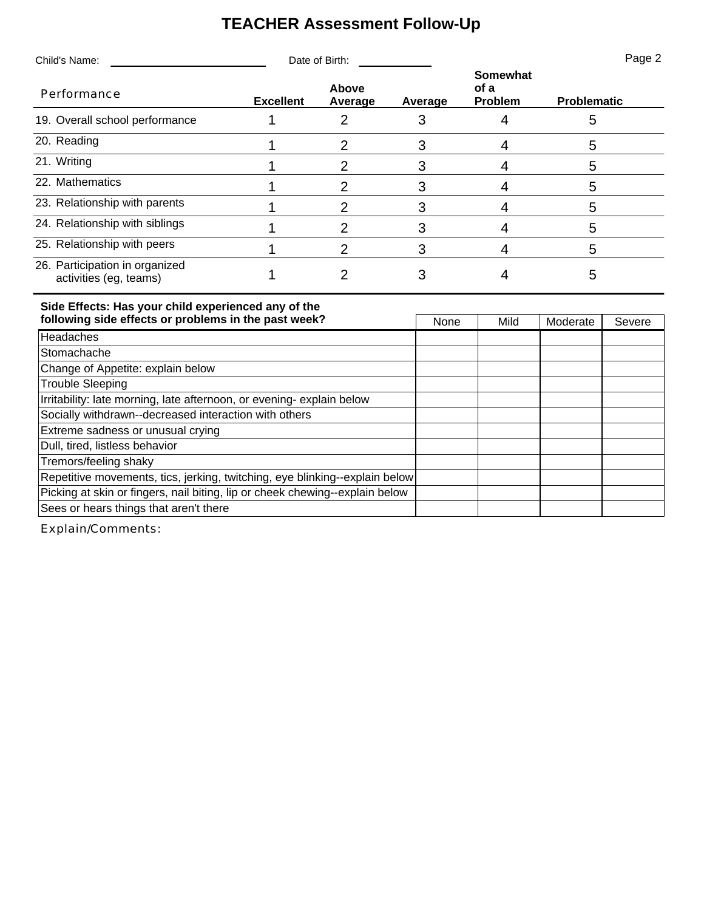# TEACHER Assessment Follow-Up

Child's Name: ________________________ Date of Birth: ____________

| Performance | Excellent | Above Average | Average | Somewhat of a Problem | Problematic |
|---|---|---|---|---|---|
| 19. Overall school performance | 1 | 2 | 3 | 4 | 5 |
| 20. Reading | 1 | 2 | 3 | 4 | 5 |
| 21. Writing | 1 | 2 | 3 | 4 | 5 |
| 22. Mathematics | 1 | 2 | 3 | 4 | 5 |
| 23. Relationship with parents | 1 | 2 | 3 | 4 | 5 |
| 24. Relationship with siblings | 1 | 2 | 3 | 4 | 5 |
| 25. Relationship with peers | 1 | 2 | 3 | 4 | 5 |
| 26. Participation in organized activities (eg, teams) | 1 | 2 | 3 | 4 | 5 |

| **Side Effects: Has your child experienced any of the following side effects or problems in the past week?** | None | Mild | Moderate | Severe |
|---|---|---|---|---|
| Headaches | | | | |
| Stomachache | | | | |
| Change of Appetite: explain below | | | | |
| Trouble Sleeping | | | | |
| Irritability: late morning, late afternoon, or evening- explain below | | | | |
| Socially withdrawn--decreased interaction with others | | | | |
| Extreme sadness or unusual crying | | | | |
| Dull, tired, listless behavior | | | | |
| Tremors/feeling shaky | | | | |
| Repetitive movements, tics, jerking, twitching, eye blinking--explain below | | | | |
| Picking at skin or fingers, nail biting, lip or cheek chewing--explain below | | | | |
| Sees or hears things that aren't there | | | | |

Explain/Comments: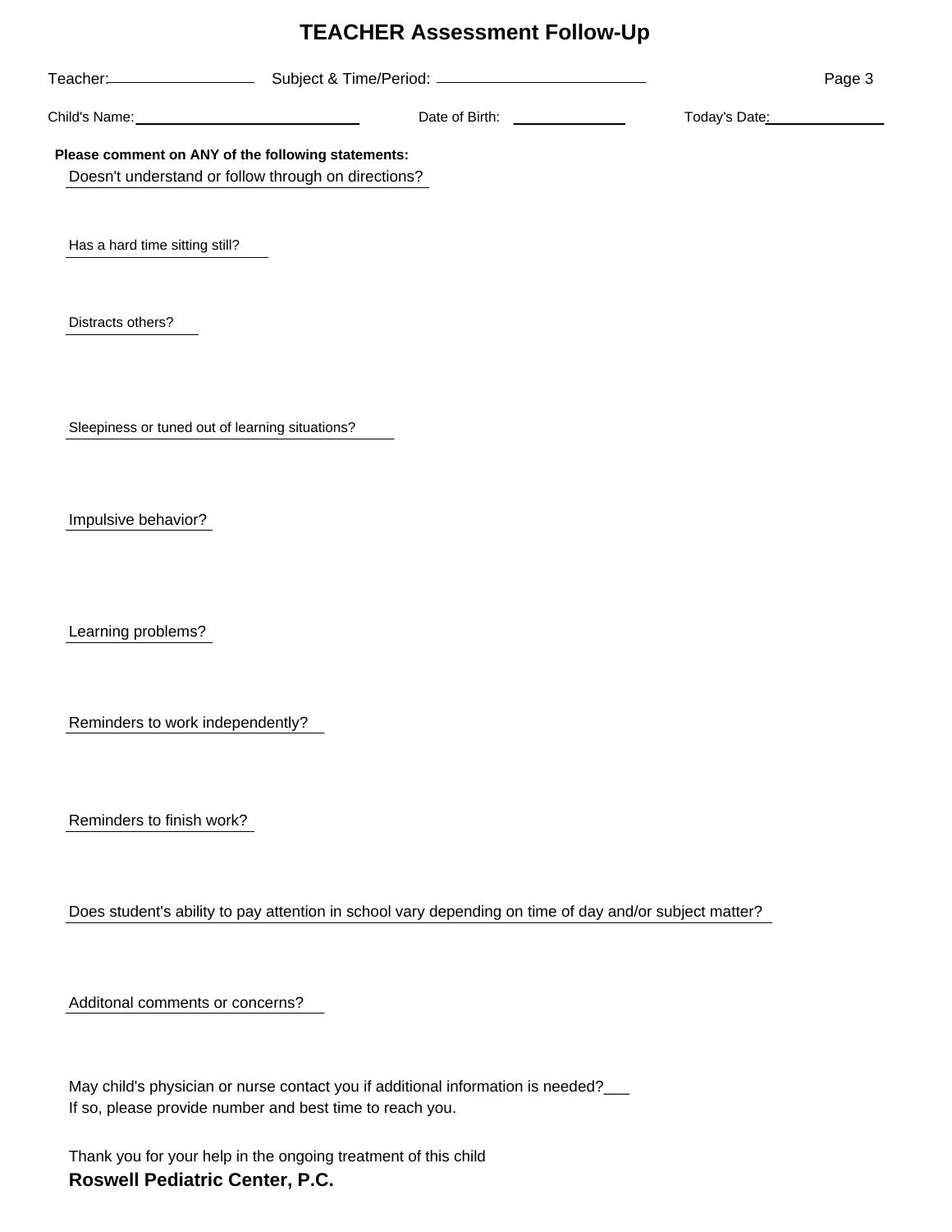# TEACHER Assessment Follow-Up

Teacher: ____________ Subject & Time/Period: ____________________

Child's Name: ______________________ Date of Birth: __________ Today's Date: __________

**Please comment on ANY of the following statements:**

Doesn't understand or follow through on directions?

Has a hard time sitting still?

Distracts others?

Sleepiness or tuned out of learning situations?

Impulsive behavior?

Learning problems?

Reminders to work independently?

Reminders to finish work?

Does student's ability to pay attention in school vary depending on time of day and/or subject matter?

Additonal comments or concerns?

May child's physician or nurse contact you if additional information is needed?___
If so, please provide number and best time to reach you.

Thank you for your help in the ongoing treatment of this child
**Roswell Pediatric Center, P.C.**